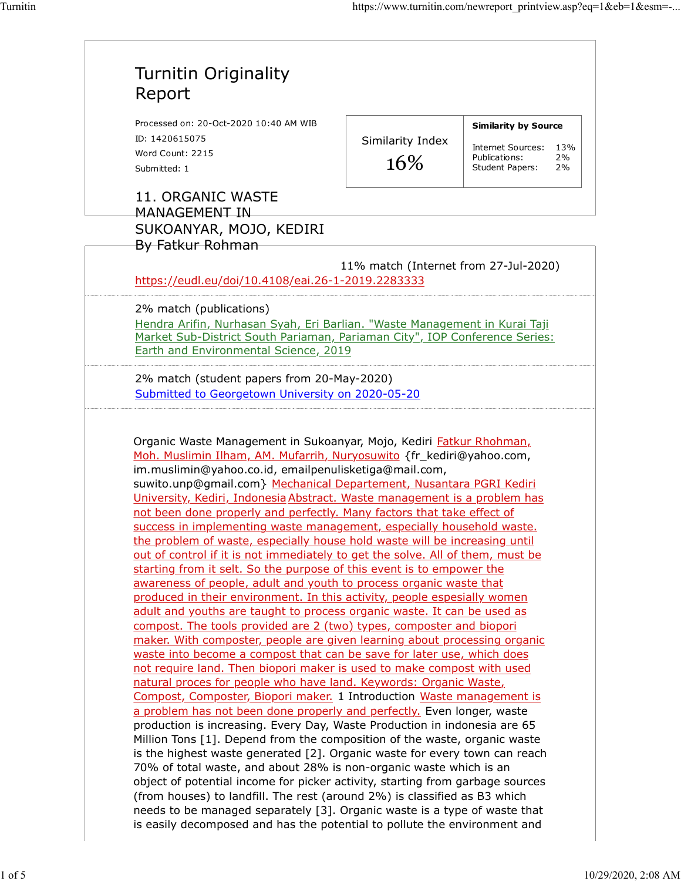# Turnitin Originality Report

Processed on: 20-Oct-2020 10:40 AM WIB
ID: 1420615075
Word Count: 2215
Submitted: 1

| Similarity Index | Similarity by Source | |
|---|---|---|
| 16% | Internet Sources: | 13% |
| | Publications: | 2% |
| | Student Papers: | 2% |

## 11. ORGANIC WASTE MANAGEMENT IN SUKOANYAR, MOJO, KEDIRI By Fatkur Rohman

11% match (Internet from 27-Jul-2020)
https://eudl.eu/doi/10.4108/eai.26-1-2019.2283333

2% match (publications)
Hendra Arifin, Nurhasan Syah, Eri Barlian. "Waste Management in Kurai Taji Market Sub-District South Pariaman, Pariaman City", IOP Conference Series: Earth and Environmental Science, 2019

2% match (student papers from 20-May-2020)
Submitted to Georgetown University on 2020-05-20

Organic Waste Management in Sukoanyar, Mojo, Kediri Fatkur Rhohman, Moh. Muslimin Ilham, AM. Mufarrih, Nuryosuwito {fr_kediri@yahoo.com, im.muslimin@yahoo.co.id, emailpenulisketiga@mail.com, suwito.unp@gmail.com} Mechanical Departement, Nusantara PGRI Kediri University, Kediri, Indonesia Abstract. Waste management is a problem has not been done properly and perfectly. Many factors that take effect of success in implementing waste management, especially household waste. the problem of waste, especially house hold waste will be increasing until out of control if it is not immediately to get the solve. All of them, must be starting from it selt. So the purpose of this event is to empower the awareness of people, adult and youth to process organic waste that produced in their environment. In this activity, people espesially women adult and youths are taught to process organic waste. It can be used as compost. The tools provided are 2 (two) types, composter and biopori maker. With composter, people are given learning about processing organic waste into become a compost that can be save for later use, which does not require land. Then biopori maker is used to make compost with used natural proces for people who have land. Keywords: Organic Waste, Compost, Composter, Biopori maker. 1 Introduction Waste management is a problem has not been done properly and perfectly. Even longer, waste production is increasing. Every Day, Waste Production in indonesia are 65 Million Tons [1]. Depend from the composition of the waste, organic waste is the highest waste generated [2]. Organic waste for every town can reach 70% of total waste, and about 28% is non-organic waste which is an object of potential income for picker activity, starting from garbage sources (from houses) to landfill. The rest (around 2%) is classified as B3 which needs to be managed separately [3]. Organic waste is a type of waste that is easily decomposed and has the potential to pollute the environment and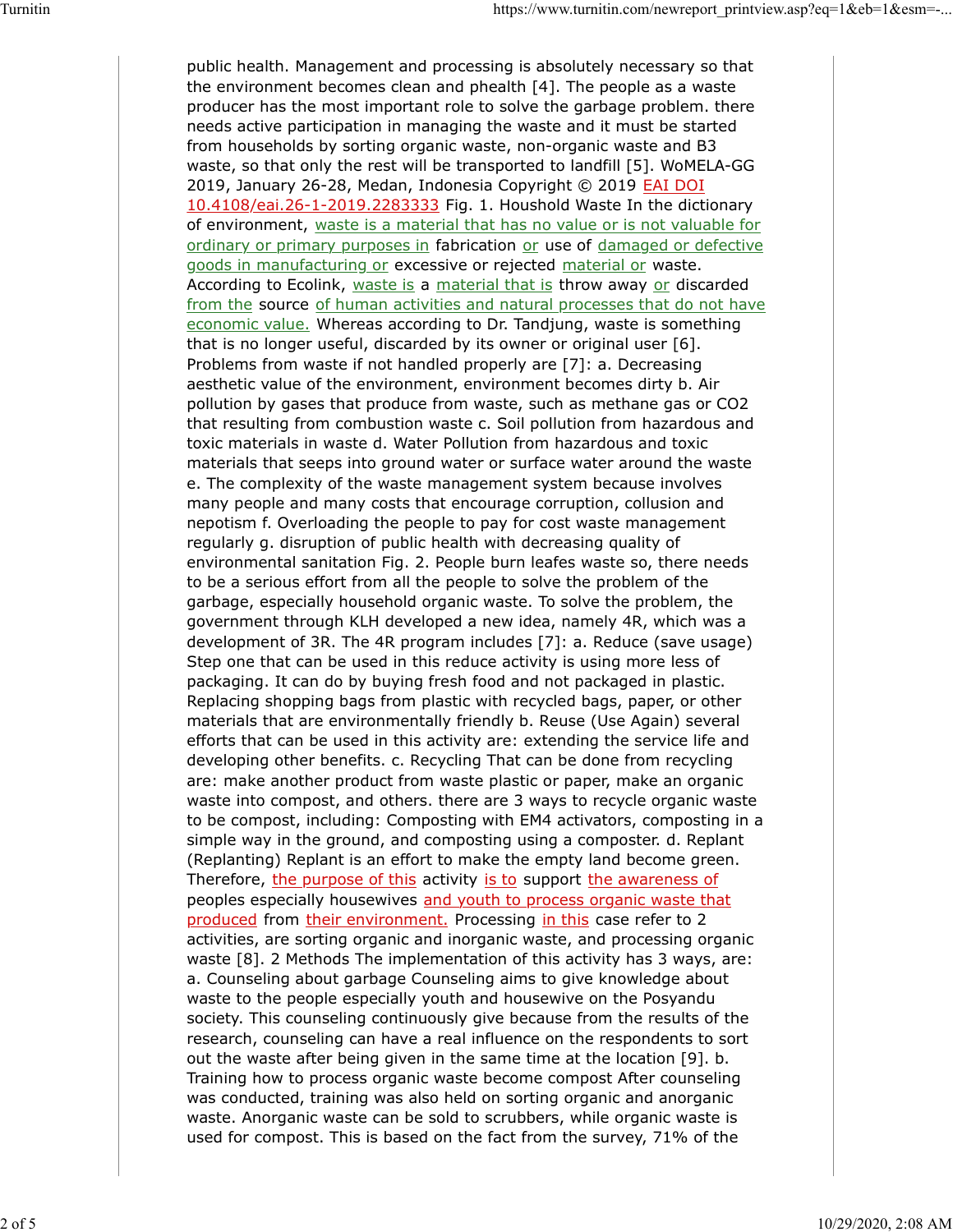public health. Management and processing is absolutely necessary so that the environment becomes clean and phealth [4]. The people as a waste producer has the most important role to solve the garbage problem. there needs active participation in managing the waste and it must be started from households by sorting organic waste, non-organic waste and B3 waste, so that only the rest will be transported to landfill [5]. WoMELA-GG 2019, January 26-28, Medan, Indonesia Copyright © 2019 EAI DOI 10.4108/eai.26-1-2019.2283333 Fig. 1. Houshold Waste In the dictionary of environment, waste is a material that has no value or is not valuable for ordinary or primary purposes in fabrication or use of damaged or defective goods in manufacturing or excessive or rejected material or waste. According to Ecolink, waste is a material that is throw away or discarded from the source of human activities and natural processes that do not have economic value. Whereas according to Dr. Tandjung, waste is something that is no longer useful, discarded by its owner or original user [6]. Problems from waste if not handled properly are [7]: a. Decreasing aesthetic value of the environment, environment becomes dirty b. Air pollution by gases that produce from waste, such as methane gas or $CO_2$ that resulting from combustion waste c. Soil pollution from hazardous and toxic materials in waste d. Water Pollution from hazardous and toxic materials that seeps into ground water or surface water around the waste e. The complexity of the waste management system because involves many people and many costs that encourage corruption, collusion and nepotism f. Overloading the people to pay for cost waste management regularly g. disruption of public health with decreasing quality of environmental sanitation Fig. 2. People burn leafes waste so, there needs to be a serious effort from all the people to solve the problem of the garbage, especially household organic waste. To solve the problem, the government through KLH developed a new idea, namely 4R, which was a development of 3R. The 4R program includes [7]: a. Reduce (save usage) Step one that can be used in this reduce activity is using more less of packaging. It can do by buying fresh food and not packaged in plastic. Replacing shopping bags from plastic with recycled bags, paper, or other materials that are environmentally friendly b. Reuse (Use Again) several efforts that can be used in this activity are: extending the service life and developing other benefits. c. Recycling That can be done from recycling are: make another product from waste plastic or paper, make an organic waste into compost, and others. there are 3 ways to recycle organic waste to be compost, including: Composting with EM4 activators, composting in a simple way in the ground, and composting using a composter. d. Replant (Replanting) Replant is an effort to make the empty land become green. Therefore, the purpose of this activity is to support the awareness of peoples especially housewives and youth to process organic waste that produced from their environment. Processing in this case refer to 2 activities, are sorting organic and inorganic waste, and processing organic waste [8]. 2 Methods The implementation of this activity has 3 ways, are: a. Counseling about garbage Counseling aims to give knowledge about waste to the people especially youth and housewive on the Posyandu society. This counseling continuously give because from the results of the research, counseling can have a real influence on the respondents to sort out the waste after being given in the same time at the location [9]. b. Training how to process organic waste become compost After counseling was conducted, training was also held on sorting organic and anorganic waste. Anorganic waste can be sold to scrubbers, while organic waste is used for compost. This is based on the fact from the survey, 71% of the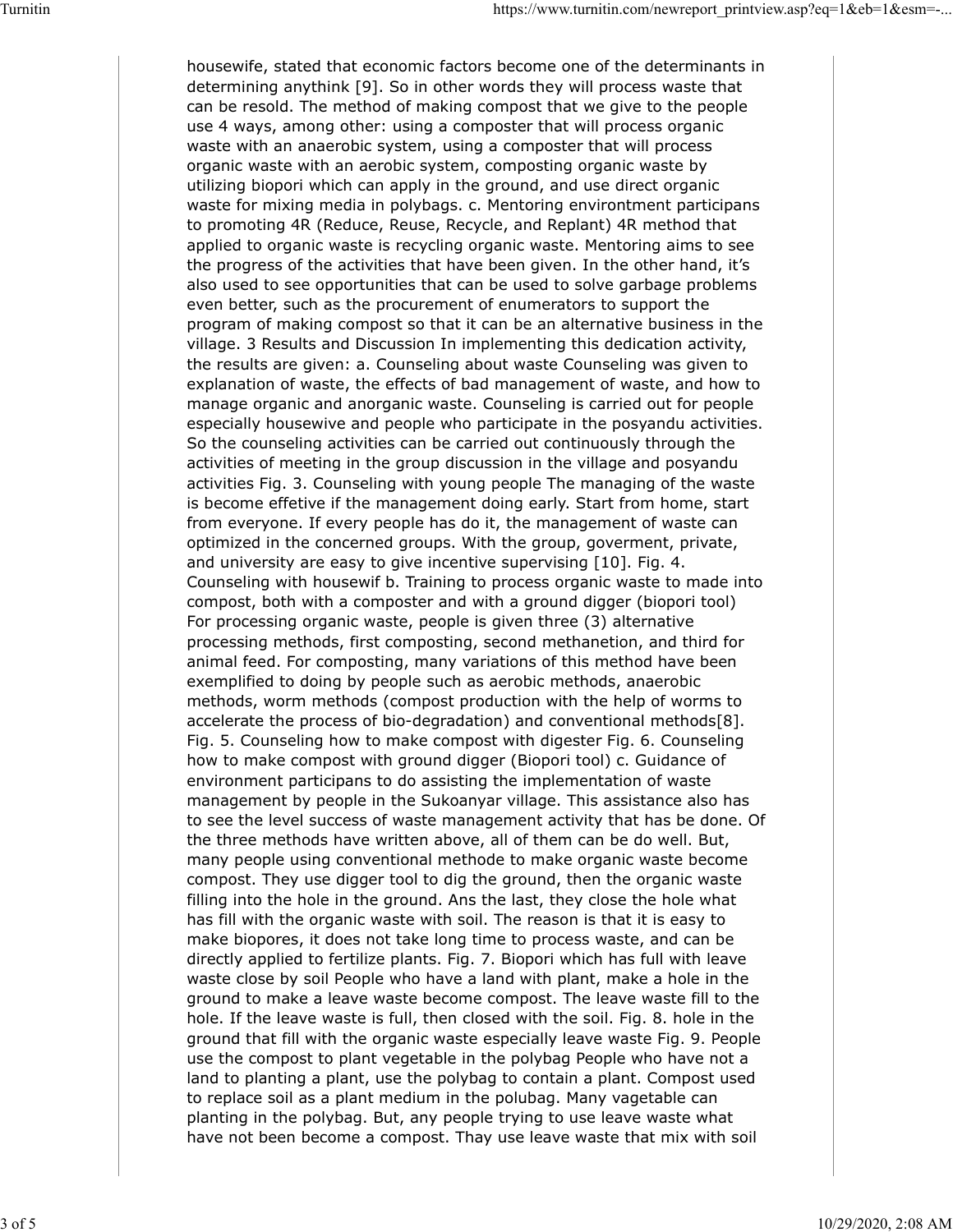housewife, stated that economic factors become one of the determinants in determining anythink [9]. So in other words they will process waste that can be resold. The method of making compost that we give to the people use 4 ways, among other: using a composter that will process organic waste with an anaerobic system, using a composter that will process organic waste with an aerobic system, composting organic waste by utilizing biopori which can apply in the ground, and use direct organic waste for mixing media in polybags. c. Mentoring environtment participans to promoting 4R (Reduce, Reuse, Recycle, and Replant) 4R method that applied to organic waste is recycling organic waste. Mentoring aims to see the progress of the activities that have been given. In the other hand, it's also used to see opportunities that can be used to solve garbage problems even better, such as the procurement of enumerators to support the program of making compost so that it can be an alternative business in the village. 3 Results and Discussion In implementing this dedication activity, the results are given: a. Counseling about waste Counseling was given to explanation of waste, the effects of bad management of waste, and how to manage organic and anorganic waste. Counseling is carried out for people especially housewive and people who participate in the posyandu activities. So the counseling activities can be carried out continuously through the activities of meeting in the group discussion in the village and posyandu activities Fig. 3. Counseling with young people The managing of the waste is become effetive if the management doing early. Start from home, start from everyone. If every people has do it, the management of waste can optimized in the concerned groups. With the group, goverment, private, and university are easy to give incentive supervising [10]. Fig. 4. Counseling with housewif b. Training to process organic waste to made into compost, both with a composter and with a ground digger (biopori tool) For processing organic waste, people is given three (3) alternative processing methods, first composting, second methanetion, and third for animal feed. For composting, many variations of this method have been exemplified to doing by people such as aerobic methods, anaerobic methods, worm methods (compost production with the help of worms to accelerate the process of bio-degradation) and conventional methods[8]. Fig. 5. Counseling how to make compost with digester Fig. 6. Counseling how to make compost with ground digger (Biopori tool) c. Guidance of environment participans to do assisting the implementation of waste management by people in the Sukoanyar village. This assistance also has to see the level success of waste management activity that has be done. Of the three methods have written above, all of them can be do well. But, many people using conventional methode to make organic waste become compost. They use digger tool to dig the ground, then the organic waste filling into the hole in the ground. Ans the last, they close the hole what has fill with the organic waste with soil. The reason is that it is easy to make biopores, it does not take long time to process waste, and can be directly applied to fertilize plants. Fig. 7. Biopori which has full with leave waste close by soil People who have a land with plant, make a hole in the ground to make a leave waste become compost. The leave waste fill to the hole. If the leave waste is full, then closed with the soil. Fig. 8. hole in the ground that fill with the organic waste especially leave waste Fig. 9. People use the compost to plant vegetable in the polybag People who have not a land to planting a plant, use the polybag to contain a plant. Compost used to replace soil as a plant medium in the polubag. Many vagetable can planting in the polybag. But, any people trying to use leave waste what have not been become a compost. Thay use leave waste that mix with soil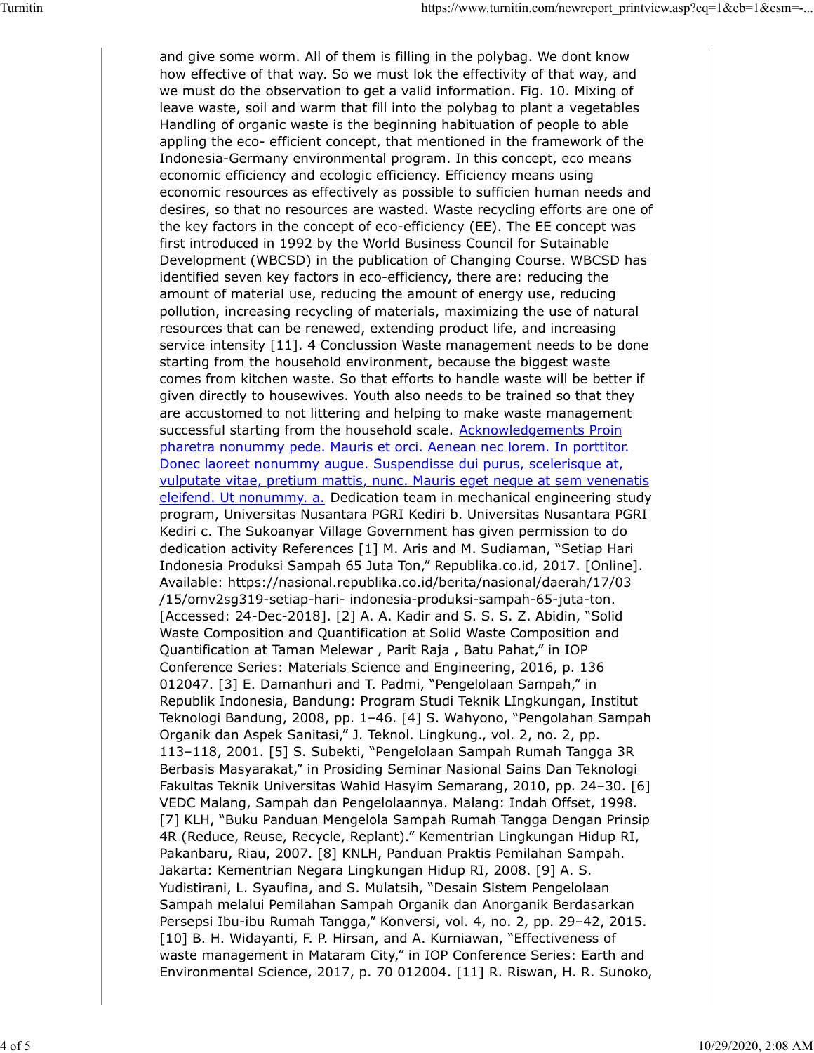and give some worm. All of them is filling in the polybag. We dont know how effective of that way. So we must lok the effectivity of that way, and we must do the observation to get a valid information. Fig. 10. Mixing of leave waste, soil and warm that fill into the polybag to plant a vegetables Handling of organic waste is the beginning habituation of people to able appling the eco- efficient concept, that mentioned in the framework of the Indonesia-Germany environmental program. In this concept, eco means economic efficiency and ecologic efficiency. Efficiency means using economic resources as effectively as possible to sufficien human needs and desires, so that no resources are wasted. Waste recycling efforts are one of the key factors in the concept of eco-efficiency (EE). The EE concept was first introduced in 1992 by the World Business Council for Sutainable Development (WBCSD) in the publication of Changing Course. WBCSD has identified seven key factors in eco-efficiency, there are: reducing the amount of material use, reducing the amount of energy use, reducing pollution, increasing recycling of materials, maximizing the use of natural resources that can be renewed, extending product life, and increasing service intensity [11]. 4 Conclussion Waste management needs to be done starting from the household environment, because the biggest waste comes from kitchen waste. So that efforts to handle waste will be better if given directly to housewives. Youth also needs to be trained so that they are accustomed to not littering and helping to make waste management successful starting from the household scale. Acknowledgements Proin pharetra nonummy pede. Mauris et orci. Aenean nec lorem. In porttitor. Donec laoreet nonummy augue. Suspendisse dui purus, scelerisque at, vulputate vitae, pretium mattis, nunc. Mauris eget neque at sem venenatis eleifend. Ut nonummy. a. Dedication team in mechanical engineering study program, Universitas Nusantara PGRI Kediri b. Universitas Nusantara PGRI Kediri c. The Sukoanyar Village Government has given permission to do dedication activity References [1] M. Aris and M. Sudiaman, "Setiap Hari Indonesia Produksi Sampah 65 Juta Ton," Republika.co.id, 2017. [Online]. Available: https://nasional.republika.co.id/berita/nasional/daerah/17/03 /15/omv2sg319-setiap-hari- indonesia-produksi-sampah-65-juta-ton. [Accessed: 24-Dec-2018]. [2] A. A. Kadir and S. S. S. Z. Abidin, "Solid Waste Composition and Quantification at Solid Waste Composition and Quantification at Taman Melewar , Parit Raja , Batu Pahat," in IOP Conference Series: Materials Science and Engineering, 2016, p. 136 012047. [3] E. Damanhuri and T. Padmi, "Pengelolaan Sampah," in Republik Indonesia, Bandung: Program Studi Teknik LIngkungan, Institut Teknologi Bandung, 2008, pp. 1–46. [4] S. Wahyono, "Pengolahan Sampah Organik dan Aspek Sanitasi," J. Teknol. Lingkung., vol. 2, no. 2, pp. 113–118, 2001. [5] S. Subekti, "Pengelolaan Sampah Rumah Tangga 3R Berbasis Masyarakat," in Prosiding Seminar Nasional Sains Dan Teknologi Fakultas Teknik Universitas Wahid Hasyim Semarang, 2010, pp. 24–30. [6] VEDC Malang, Sampah dan Pengelolaannya. Malang: Indah Offset, 1998. [7] KLH, "Buku Panduan Mengelola Sampah Rumah Tangga Dengan Prinsip 4R (Reduce, Reuse, Recycle, Replant)." Kementrian Lingkungan Hidup RI, Pakanbaru, Riau, 2007. [8] KNLH, Panduan Praktis Pemilahan Sampah. Jakarta: Kementrian Negara Lingkungan Hidup RI, 2008. [9] A. S. Yudistirani, L. Syaufina, and S. Mulatsih, "Desain Sistem Pengelolaan Sampah melalui Pemilahan Sampah Organik dan Anorganik Berdasarkan Persepsi Ibu-ibu Rumah Tangga," Konversi, vol. 4, no. 2, pp. 29–42, 2015. [10] B. H. Widayanti, F. P. Hirsan, and A. Kurniawan, "Effectiveness of waste management in Mataram City," in IOP Conference Series: Earth and Environmental Science, 2017, p. 70 012004. [11] R. Riswan, H. R. Sunoko,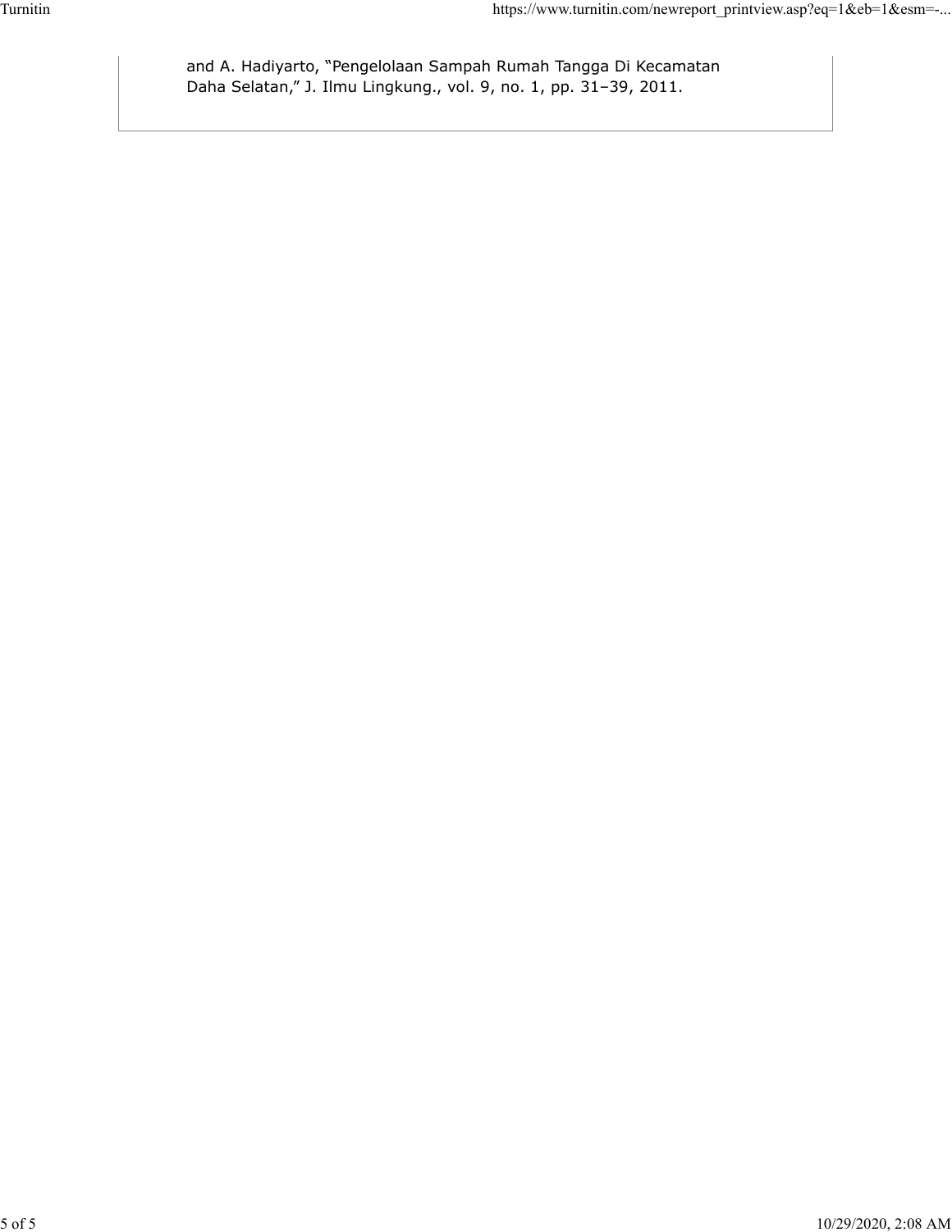and A. Hadiyarto, “Pengelolaan Sampah Rumah Tangga Di Kecamatan Daha Selatan,” J. Ilmu Lingkung., vol. 9, no. 1, pp. 31–39, 2011.